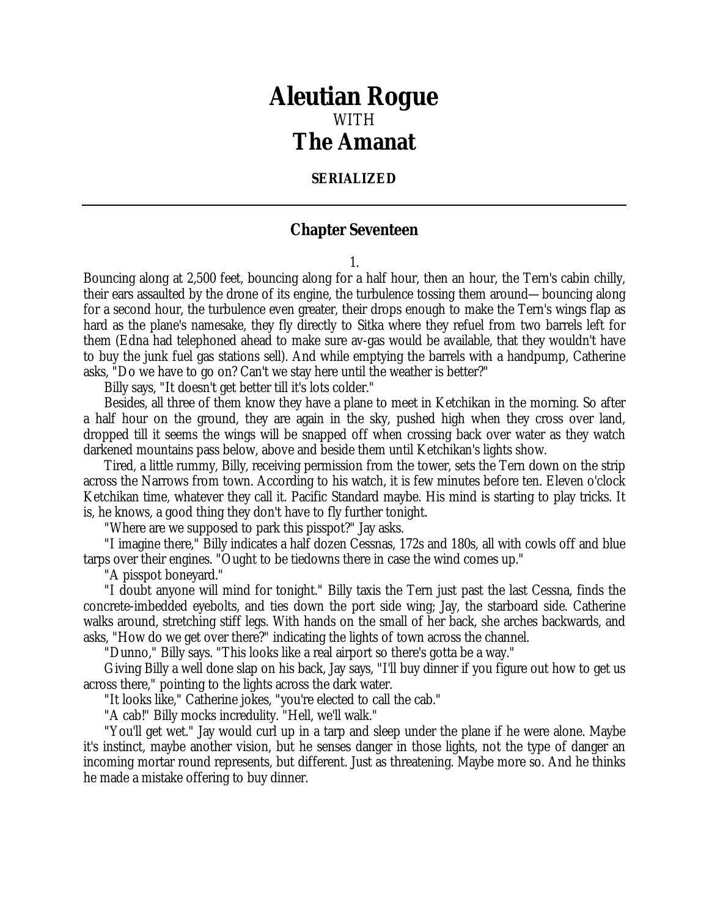# Aleutian Rogue

WITH

# The Amanat

**SERIALIZED**

---

## Chapter Seventeen

1.

Bouncing along at 2,500 feet, bouncing along for a half hour, then an hour, the Tern's cabin chilly, their ears assaulted by the drone of its engine, the turbulence tossing them around—bouncing along for a second hour, the turbulence even greater, their drops enough to make the Tern's wings flap as hard as the plane's namesake, they fly directly to Sitka where they refuel from two barrels left for them (Edna had telephoned ahead to make sure av-gas would be available, that they wouldn't have to buy the junk fuel gas stations sell). And while emptying the barrels with a handpump, Catherine asks, "Do we have to go on? Can't we stay here until the weather is better?"

Billy says, "It doesn't get better till it's lots colder."

Besides, all three of them know they have a plane to meet in Ketchikan in the morning. So after a half hour on the ground, they are again in the sky, pushed high when they cross over land, dropped till it seems the wings will be snapped off when crossing back over water as they watch darkened mountains pass below, above and beside them until Ketchikan's lights show.

Tired, a little rummy, Billy, receiving permission from the tower, sets the Tern down on the strip across the Narrows from town. According to his watch, it is few minutes before ten. Eleven o'clock Ketchikan time, whatever they call it. Pacific Standard maybe. His mind is starting to play tricks. It is, he knows, a good thing they don't have to fly further tonight.

"Where are we supposed to park this pisspot?" Jay asks.

"I imagine there," Billy indicates a half dozen Cessnas, 172s and 180s, all with cowls off and blue tarps over their engines. "Ought to be tiedowns there in case the wind comes up."

"A pisspot boneyard."

"I doubt anyone will mind for tonight." Billy taxis the Tern just past the last Cessna, finds the concrete-imbedded eyebolts, and ties down the port side wing; Jay, the starboard side. Catherine walks around, stretching stiff legs. With hands on the small of her back, she arches backwards, and asks, "How do we get over there?" indicating the lights of town across the channel.

"Dunno," Billy says. "This looks like a real airport so there's gotta be a way."

Giving Billy a well done slap on his back, Jay says, "I'll buy dinner if you figure out how to get us across there," pointing to the lights across the dark water.

"It looks like," Catherine jokes, "you're elected to call the cab."

"A cab!" Billy mocks incredulity. "Hell, we'll walk."

"You'll get wet." Jay would curl up in a tarp and sleep under the plane if he were alone. Maybe it's instinct, maybe another vision, but he senses danger in those lights, not the type of danger an incoming mortar round represents, but different. Just as threatening. Maybe more so. And he thinks he made a mistake offering to buy dinner.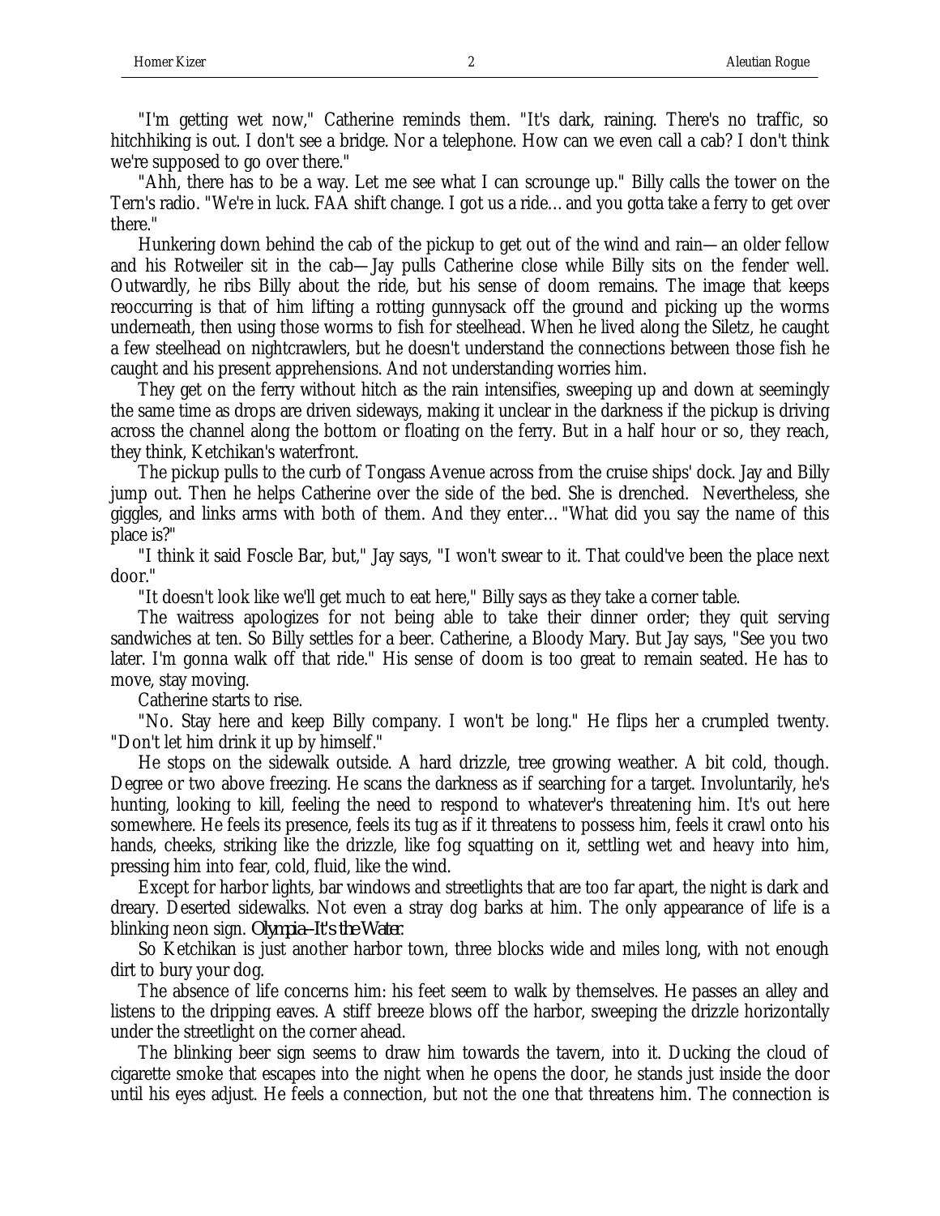"I'm getting wet now," Catherine reminds them. "It's dark, raining. There's no traffic, so hitchhiking is out. I don't see a bridge. Nor a telephone. How can we even call a cab? I don't think we're supposed to go over there."

"Ahh, there has to be a way. Let me see what I can scrounge up." Billy calls the tower on the Tern's radio. "We're in luck. FAA shift change. I got us a ride… and you gotta take a ferry to get over there."

Hunkering down behind the cab of the pickup to get out of the wind and rain—an older fellow and his Rotweiler sit in the cab—Jay pulls Catherine close while Billy sits on the fender well. Outwardly, he ribs Billy about the ride, but his sense of doom remains. The image that keeps reoccurring is that of him lifting a rotting gunnysack off the ground and picking up the worms underneath, then using those worms to fish for steelhead. When he lived along the Siletz, he caught a few steelhead on nightcrawlers, but he doesn't understand the connections between those fish he caught and his present apprehensions. And not understanding worries him.

They get on the ferry without hitch as the rain intensifies, sweeping up and down at seemingly the same time as drops are driven sideways, making it unclear in the darkness if the pickup is driving across the channel along the bottom or floating on the ferry. But in a half hour or so, they reach, they think, Ketchikan's waterfront.

The pickup pulls to the curb of Tongass Avenue across from the cruise ships' dock. Jay and Billy jump out. Then he helps Catherine over the side of the bed. She is drenched. Nevertheless, she giggles, and links arms with both of them. And they enter… "What did you say the name of this place is?"

"I think it said Foscle Bar, but," Jay says, "I won't swear to it. That could've been the place next door."

"It doesn't look like we'll get much to eat here," Billy says as they take a corner table.

The waitress apologizes for not being able to take their dinner order; they quit serving sandwiches at ten. So Billy settles for a beer. Catherine, a Bloody Mary. But Jay says, "See you two later. I'm gonna walk off that ride." His sense of doom is too great to remain seated. He has to move, stay moving.

Catherine starts to rise.

"No. Stay here and keep Billy company. I won't be long." He flips her a crumpled twenty. "Don't let him drink it up by himself."

He stops on the sidewalk outside. A hard drizzle, tree growing weather. A bit cold, though. Degree or two above freezing. He scans the darkness as if searching for a target. Involuntarily, he's hunting, looking to kill, feeling the need to respond to whatever's threatening him. It's out here somewhere. He feels its presence, feels its tug as if it threatens to possess him, feels it crawl onto his hands, cheeks, striking like the drizzle, like fog squatting on it, settling wet and heavy into him, pressing him into fear, cold, fluid, like the wind.

Except for harbor lights, bar windows and streetlights that are too far apart, the night is dark and dreary. Deserted sidewalks. Not even a stray dog barks at him. The only appearance of life is a blinking neon sign. *Olympia–It's the Water.*

So Ketchikan is just another harbor town, three blocks wide and miles long, with not enough dirt to bury your dog.

The absence of life concerns him: his feet seem to walk by themselves. He passes an alley and listens to the dripping eaves. A stiff breeze blows off the harbor, sweeping the drizzle horizontally under the streetlight on the corner ahead.

The blinking beer sign seems to draw him towards the tavern, into it. Ducking the cloud of cigarette smoke that escapes into the night when he opens the door, he stands just inside the door until his eyes adjust. He feels a connection, but not the one that threatens him. The connection is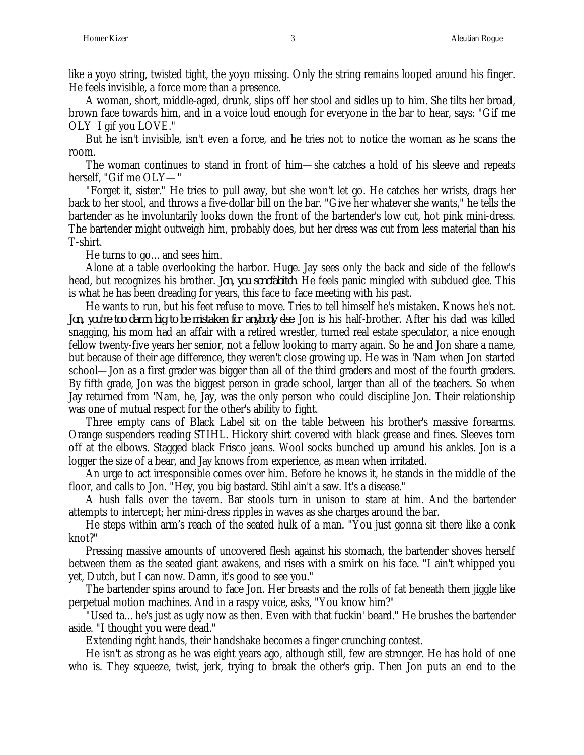like a yoyo string, twisted tight, the yoyo missing. Only the string remains looped around his finger. He feels invisible, a force more than a presence.

A woman, short, middle-aged, drunk, slips off her stool and sidles up to him. She tilts her broad, brown face towards him, and in a voice loud enough for everyone in the bar to hear, says: "Gif me OLY I gif you LOVE."

But he isn't invisible, isn't even a force, and he tries not to notice the woman as he scans the room.

The woman continues to stand in front of him—she catches a hold of his sleeve and repeats herself, "Gif me OLY—"

"Forget it, sister." He tries to pull away, but she won't let go. He catches her wrists, drags her back to her stool, and throws a five-dollar bill on the bar. "Give her whatever she wants," he tells the bartender as he involuntarily looks down the front of the bartender's low cut, hot pink mini-dress. The bartender might outweigh him, probably does, but her dress was cut from less material than his T-shirt.

He turns to go… and sees him.

Alone at a table overlooking the harbor. Huge. Jay sees only the back and side of the fellow's head, but recognizes his brother. *Jon, you sonofabitch.* He feels panic mingled with subdued glee. This is what he has been dreading for years, this face to face meeting with his past.

He wants to run, but his feet refuse to move. Tries to tell himself he's mistaken. Knows he's not. *Jon, you're too damn big to be mistaken for anybody else.* Jon is his half-brother. After his dad was killed snagging, his mom had an affair with a retired wrestler, turned real estate speculator, a nice enough fellow twenty-five years her senior, not a fellow looking to marry again. So he and Jon share a name, but because of their age difference, they weren't close growing up. He was in 'Nam when Jon started school—Jon as a first grader was bigger than all of the third graders and most of the fourth graders. By fifth grade, Jon was the biggest person in grade school, larger than all of the teachers. So when Jay returned from 'Nam, he, Jay, was the only person who could discipline Jon. Their relationship was one of mutual respect for the other's ability to fight.

Three empty cans of Black Label sit on the table between his brother's massive forearms. Orange suspenders reading STIHL. Hickory shirt covered with black grease and fines. Sleeves torn off at the elbows. Stagged black Frisco jeans. Wool socks bunched up around his ankles. Jon is a logger the size of a bear, and Jay knows from experience, as mean when irritated.

An urge to act irresponsible comes over him. Before he knows it, he stands in the middle of the floor, and calls to Jon. "Hey, you big bastard. Stihl ain't a saw. It's a disease."

A hush falls over the tavern. Bar stools turn in unison to stare at him. And the bartender attempts to intercept; her mini-dress ripples in waves as she charges around the bar.

He steps within arm's reach of the seated hulk of a man. "You just gonna sit there like a conk knot?"

Pressing massive amounts of uncovered flesh against his stomach, the bartender shoves herself between them as the seated giant awakens, and rises with a smirk on his face. "I ain't whipped you yet, Dutch, but I can now. Damn, it's good to see you."

The bartender spins around to face Jon. Her breasts and the rolls of fat beneath them jiggle like perpetual motion machines. And in a raspy voice, asks, "You know him?"

"Used ta… he's just as ugly now as then. Even with that fuckin' beard." He brushes the bartender aside. "I thought you were dead."

Extending right hands, their handshake becomes a finger crunching contest.

He isn't as strong as he was eight years ago, although still, few are stronger. He has hold of one who is. They squeeze, twist, jerk, trying to break the other's grip. Then Jon puts an end to the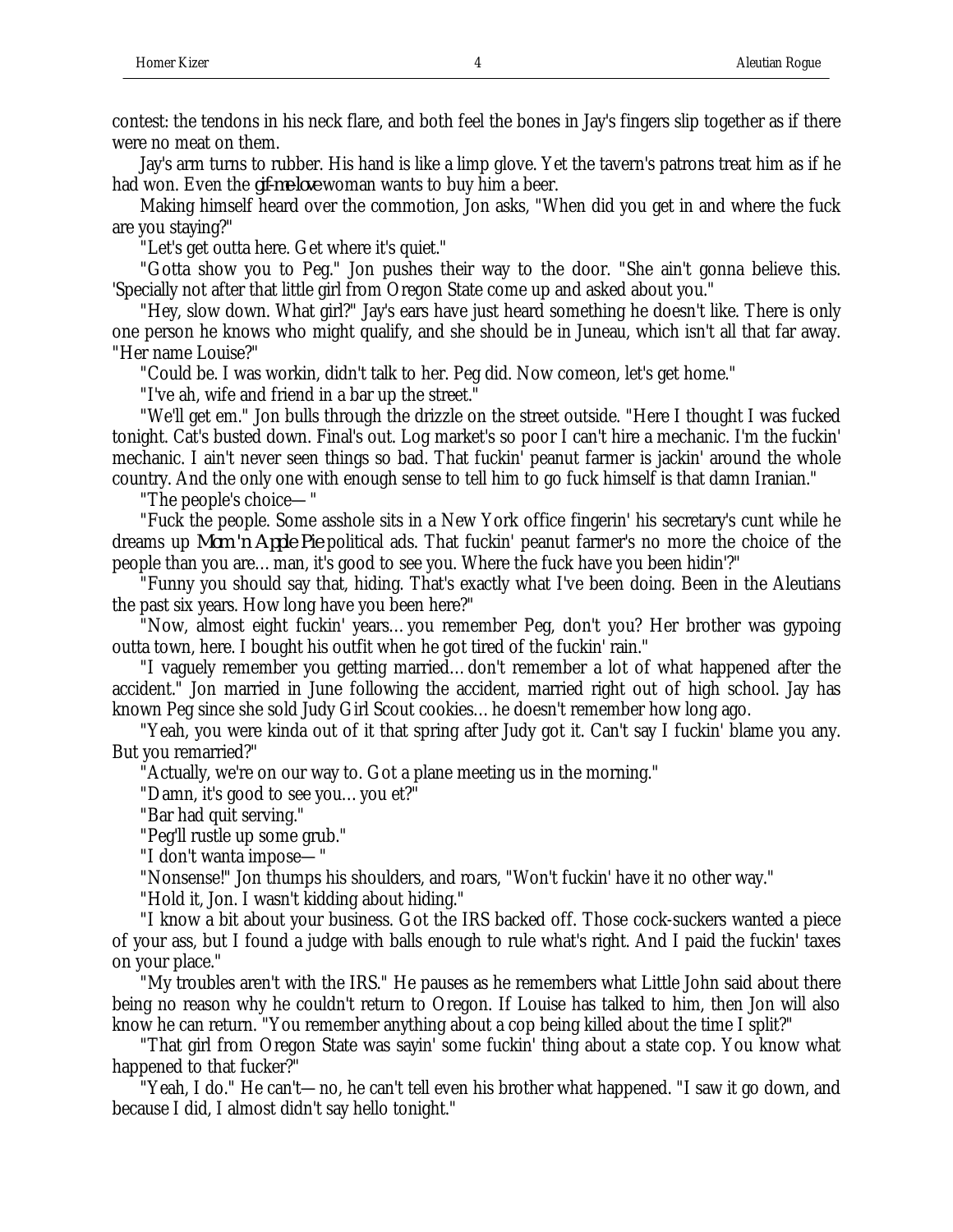contest: the tendons in his neck flare, and both feel the bones in Jay's fingers slip together as if there were no meat on them.

Jay's arm turns to rubber. His hand is like a limp glove. Yet the tavern's patrons treat him as if he had won. Even the *gif-me-love* woman wants to buy him a beer.

Making himself heard over the commotion, Jon asks, "When did you get in and where the fuck are you staying?"

"Let's get outta here. Get where it's quiet."

"Gotta show you to Peg." Jon pushes their way to the door. "She ain't gonna believe this. 'Specially not after that little girl from Oregon State come up and asked about you."

"Hey, slow down. What girl?" Jay's ears have just heard something he doesn't like. There is only one person he knows who might qualify, and she should be in Juneau, which isn't all that far away. "Her name Louise?"

"Could be. I was workin, didn't talk to her. Peg did. Now comeon, let's get home."

"I've ah, wife and friend in a bar up the street."

"We'll get em." Jon bulls through the drizzle on the street outside. "Here I thought I was fucked tonight. Cat's busted down. Final's out. Log market's so poor I can't hire a mechanic. I'm the fuckin' mechanic. I ain't never seen things so bad. That fuckin' peanut farmer is jackin' around the whole country. And the only one with enough sense to tell him to go fuck himself is that damn Iranian."

"The people's choice— "

"Fuck the people. Some asshole sits in a New York office fingerin' his secretary's cunt while he dreams up *Mom 'n Apple Pie* political ads. That fuckin' peanut farmer's no more the choice of the people than you are… man, it's good to see you. Where the fuck have you been hidin'?"

"Funny you should say that, hiding. That's exactly what I've been doing. Been in the Aleutians the past six years. How long have you been here?"

"Now, almost eight fuckin' years… you remember Peg, don't you? Her brother was gypoing outta town, here. I bought his outfit when he got tired of the fuckin' rain."

"I vaguely remember you getting married… don't remember a lot of what happened after the accident." Jon married in June following the accident, married right out of high school. Jay has known Peg since she sold Judy Girl Scout cookies… he doesn't remember how long ago.

"Yeah, you were kinda out of it that spring after Judy got it. Can't say I fuckin' blame you any. But you remarried?"

"Actually, we're on our way to. Got a plane meeting us in the morning."

"Damn, it's good to see you… you et?"

"Bar had quit serving."

"Peg'll rustle up some grub."

"I don't wanta impose— "

"Nonsense!" Jon thumps his shoulders, and roars, "Won't fuckin' have it no other way."

"Hold it, Jon. I wasn't kidding about hiding."

"I know a bit about your business. Got the IRS backed off. Those cock-suckers wanted a piece of your ass, but I found a judge with balls enough to rule what's right. And I paid the fuckin' taxes on your place."

"My troubles aren't with the IRS." He pauses as he remembers what Little John said about there being no reason why he couldn't return to Oregon. If Louise has talked to him, then Jon will also know he can return. "You remember anything about a cop being killed about the time I split?"

"That girl from Oregon State was sayin' some fuckin' thing about a state cop. You know what happened to that fucker?"

"Yeah, I do." He can't—no, he can't tell even his brother what happened. "I saw it go down, and because I did, I almost didn't say hello tonight."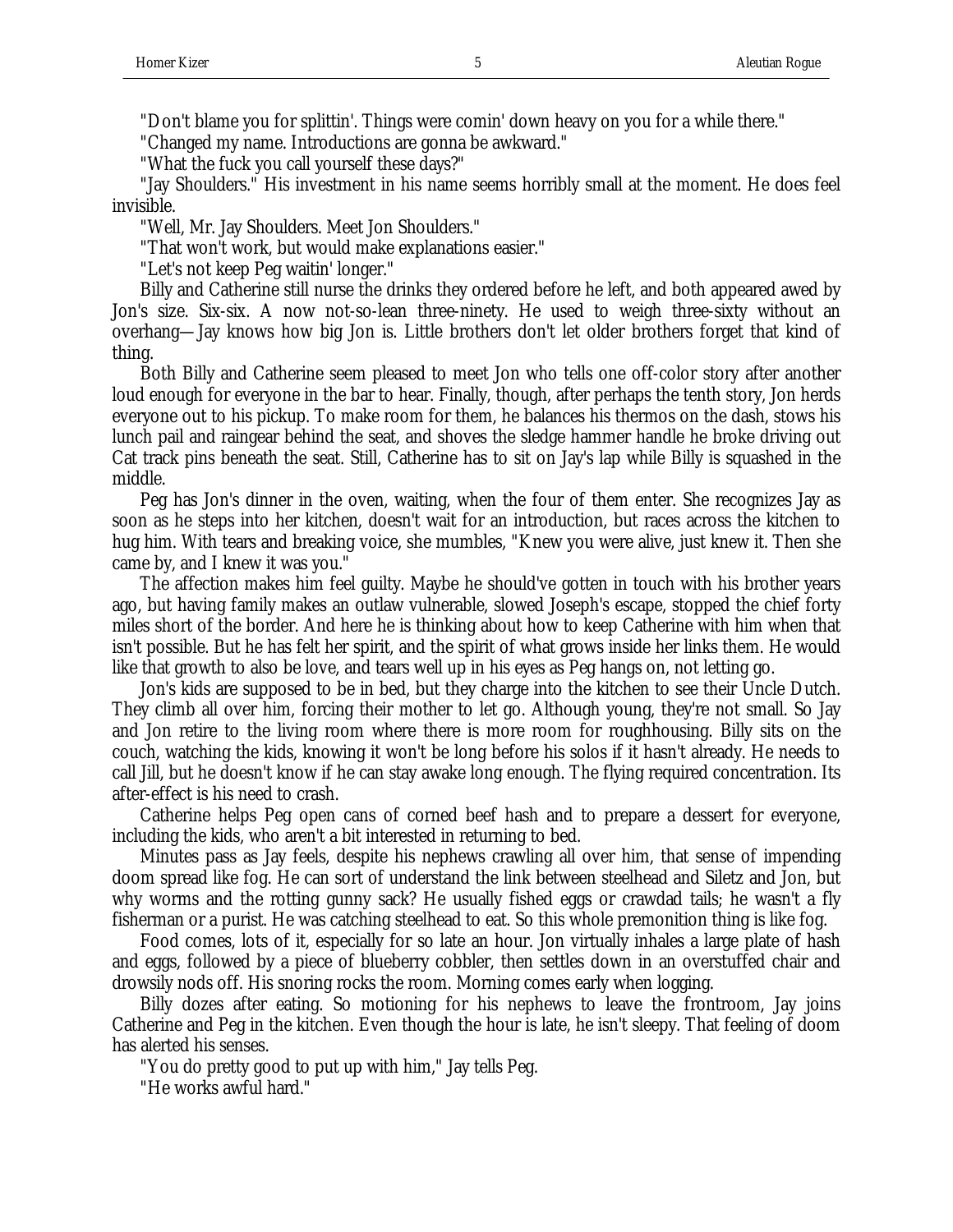"Don't blame you for splittin'. Things were comin' down heavy on you for a while there."

"Changed my name. Introductions are gonna be awkward."

"What the fuck you call yourself these days?"

"Jay Shoulders." His investment in his name seems horribly small at the moment. He does feel invisible.

"Well, Mr. Jay Shoulders. Meet Jon Shoulders."

"That won't work, but would make explanations easier."

"Let's not keep Peg waitin' longer."

Billy and Catherine still nurse the drinks they ordered before he left, and both appeared awed by Jon's size. Six-six. A now not-so-lean three-ninety. He used to weigh three-sixty without an overhang—Jay knows how big Jon is. Little brothers don't let older brothers forget that kind of thing.

Both Billy and Catherine seem pleased to meet Jon who tells one off-color story after another loud enough for everyone in the bar to hear. Finally, though, after perhaps the tenth story, Jon herds everyone out to his pickup. To make room for them, he balances his thermos on the dash, stows his lunch pail and raingear behind the seat, and shoves the sledge hammer handle he broke driving out Cat track pins beneath the seat. Still, Catherine has to sit on Jay's lap while Billy is squashed in the middle.

Peg has Jon's dinner in the oven, waiting, when the four of them enter. She recognizes Jay as soon as he steps into her kitchen, doesn't wait for an introduction, but races across the kitchen to hug him. With tears and breaking voice, she mumbles, "Knew you were alive, just knew it. Then she came by, and I knew it was you."

The affection makes him feel guilty. Maybe he should've gotten in touch with his brother years ago, but having family makes an outlaw vulnerable, slowed Joseph's escape, stopped the chief forty miles short of the border. And here he is thinking about how to keep Catherine with him when that isn't possible. But he has felt her spirit, and the spirit of what grows inside her links them. He would like that growth to also be love, and tears well up in his eyes as Peg hangs on, not letting go.

Jon's kids are supposed to be in bed, but they charge into the kitchen to see their Uncle Dutch. They climb all over him, forcing their mother to let go. Although young, they're not small. So Jay and Jon retire to the living room where there is more room for roughhousing. Billy sits on the couch, watching the kids, knowing it won't be long before his solos if it hasn't already. He needs to call Jill, but he doesn't know if he can stay awake long enough. The flying required concentration. Its after-effect is his need to crash.

Catherine helps Peg open cans of corned beef hash and to prepare a dessert for everyone, including the kids, who aren't a bit interested in returning to bed.

Minutes pass as Jay feels, despite his nephews crawling all over him, that sense of impending doom spread like fog. He can sort of understand the link between steelhead and Siletz and Jon, but why worms and the rotting gunny sack? He usually fished eggs or crawdad tails; he wasn't a fly fisherman or a purist. He was catching steelhead to eat. So this whole premonition thing is like fog.

Food comes, lots of it, especially for so late an hour. Jon virtually inhales a large plate of hash and eggs, followed by a piece of blueberry cobbler, then settles down in an overstuffed chair and drowsily nods off. His snoring rocks the room. Morning comes early when logging.

Billy dozes after eating. So motioning for his nephews to leave the frontroom, Jay joins Catherine and Peg in the kitchen. Even though the hour is late, he isn't sleepy. That feeling of doom has alerted his senses.

"You do pretty good to put up with him," Jay tells Peg.

"He works awful hard."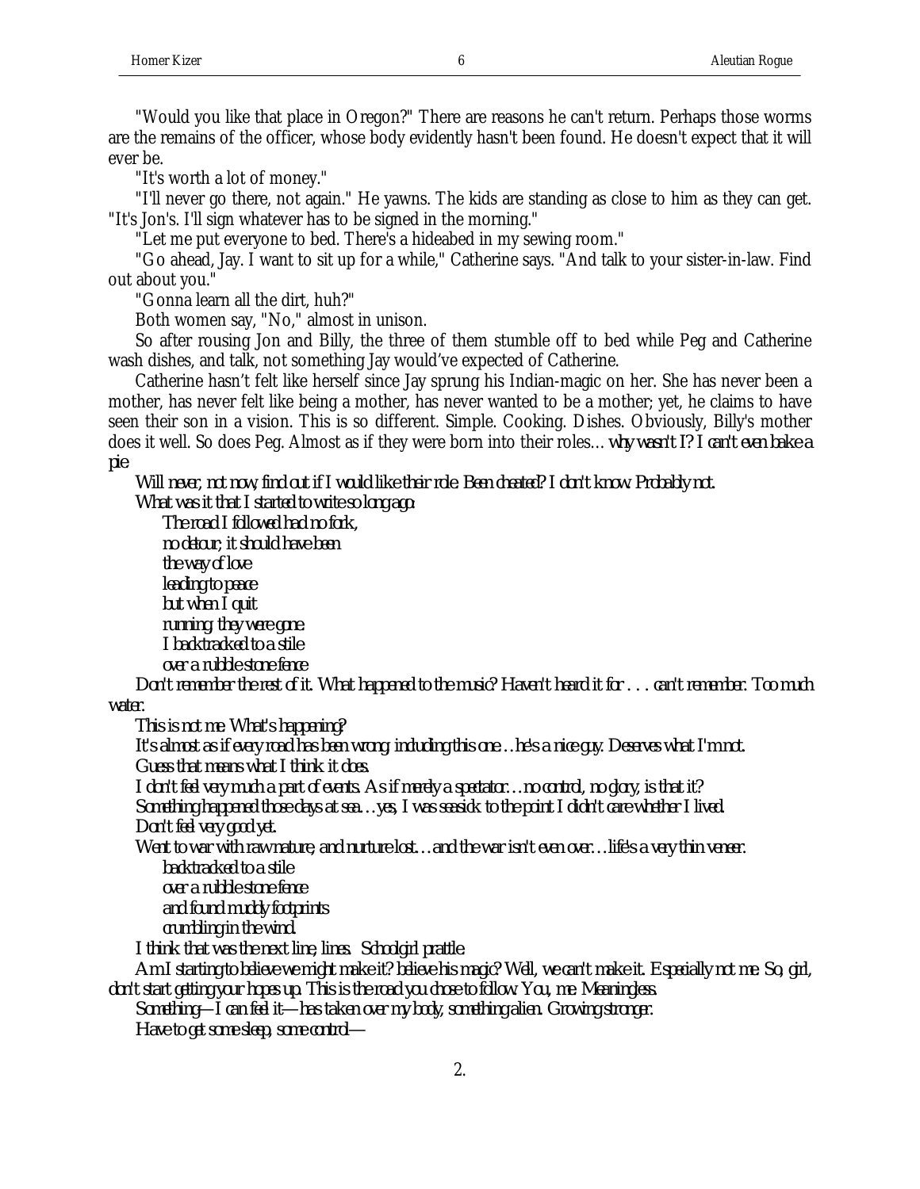"Would you like that place in Oregon?" There are reasons he can't return. Perhaps those worms are the remains of the officer, whose body evidently hasn't been found. He doesn't expect that it will ever be.

"It's worth a lot of money."

"I'll never go there, not again." He yawns. The kids are standing as close to him as they can get. "It's Jon's. I'll sign whatever has to be signed in the morning."

"Let me put everyone to bed. There's a hideabed in my sewing room."

"Go ahead, Jay. I want to sit up for a while," Catherine says. "And talk to your sister-in-law. Find out about you."

"Gonna learn all the dirt, huh?"

Both women say, "No," almost in unison.

So after rousing Jon and Billy, the three of them stumble off to bed while Peg and Catherine wash dishes, and talk, not something Jay would've expected of Catherine.

Catherine hasn't felt like herself since Jay sprung his Indian-magic on her. She has never been a mother, has never felt like being a mother, has never wanted to be a mother; yet, he claims to have seen their son in a vision. This is so different. Simple. Cooking. Dishes. Obviously, Billy's mother does it well. So does Peg. Almost as if they were born into their roles… *why wasn't I? I can't even bake a pie.*

*Will never, not now, find out if I would like their role. Been cheated? I don't know. Probably not.*

*What was it that I started to write so long ago:*

*The road I followed had no fork,*
*no detour; it should have been*
*the way of love*
*leading to peace*
*but when I quit*
*running, they were gone.*
*I backtracked to a stile*
*over a rubble stone fence*

*Don't remember the rest of it. What happened to the music? Haven't heard it for . . . can't remember. Too much water.*

*This is not me. What's happening?*

*It's almost as if every road has been wrong, including this one…he's a nice guy. Deserves what I'm not.*

*Guess that means what I think it does.*

*I don't feel very much a part of events. As if merely a spectator…no control, no glory, is that it?*

*Something happened those days at sea…yes, I was seasick to the point I didn't care whether I lived.*

*Don't feel very good yet.*

*Went to war with raw nature, and nurture lost…and the war isn't even over…life's a very thin veneer.*

*backtracked to a stile*
*over a rubble stone fence*
*and found muddy footprints*
*crumbling in the wind.*

*I think that was the next line, lines. Schoolgirl prattle.*

*Am I starting to believe we might make it? believe his magic? Well, we can't make it. Especially not me. So, girl, don't start getting your hopes up. This is the road you chose to follow. You, me. Meaningless.*

*Something—I can feel it—has taken over my body, something alien. Growing stronger.*

*Have to get some sleep, some control—*

2.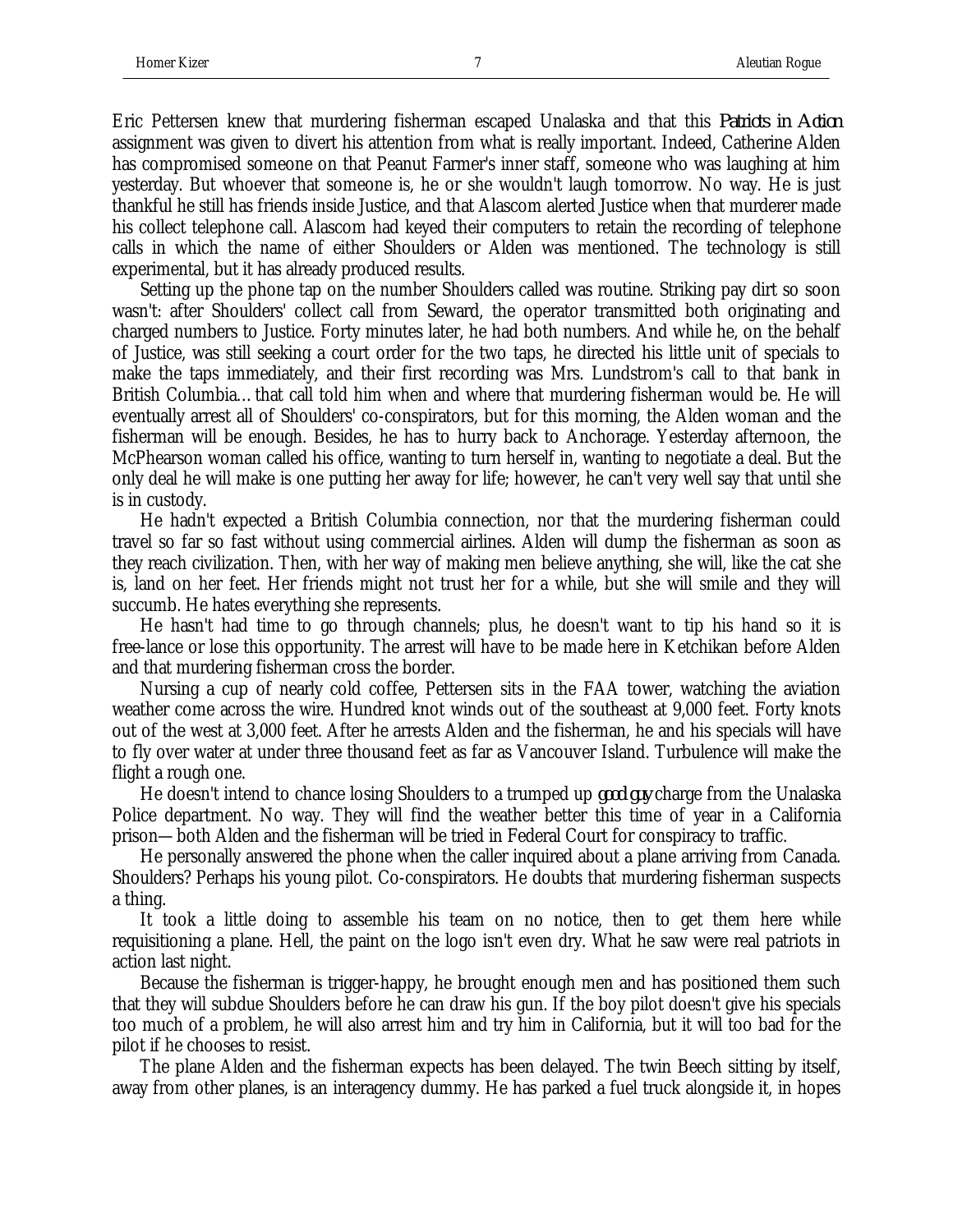Eric Pettersen knew that murdering fisherman escaped Unalaska and that this *Patriots in Action* assignment was given to divert his attention from what is really important. Indeed, Catherine Alden has compromised someone on that Peanut Farmer's inner staff, someone who was laughing at him yesterday. But whoever that someone is, he or she wouldn't laugh tomorrow. No way. He is just thankful he still has friends inside Justice, and that Alascom alerted Justice when that murderer made his collect telephone call. Alascom had keyed their computers to retain the recording of telephone calls in which the name of either Shoulders or Alden was mentioned. The technology is still experimental, but it has already produced results.

Setting up the phone tap on the number Shoulders called was routine. Striking pay dirt so soon wasn't: after Shoulders' collect call from Seward, the operator transmitted both originating and charged numbers to Justice. Forty minutes later, he had both numbers. And while he, on the behalf of Justice, was still seeking a court order for the two taps, he directed his little unit of specials to make the taps immediately, and their first recording was Mrs. Lundstrom's call to that bank in British Columbia… that call told him when and where that murdering fisherman would be. He will eventually arrest all of Shoulders' co-conspirators, but for this morning, the Alden woman and the fisherman will be enough. Besides, he has to hurry back to Anchorage. Yesterday afternoon, the McPhearson woman called his office, wanting to turn herself in, wanting to negotiate a deal. But the only deal he will make is one putting her away for life; however, he can't very well say that until she is in custody.

He hadn't expected a British Columbia connection, nor that the murdering fisherman could travel so far so fast without using commercial airlines. Alden will dump the fisherman as soon as they reach civilization. Then, with her way of making men believe anything, she will, like the cat she is, land on her feet. Her friends might not trust her for a while, but she will smile and they will succumb. He hates everything she represents.

He hasn't had time to go through channels; plus, he doesn't want to tip his hand so it is free-lance or lose this opportunity. The arrest will have to be made here in Ketchikan before Alden and that murdering fisherman cross the border.

Nursing a cup of nearly cold coffee, Pettersen sits in the FAA tower, watching the aviation weather come across the wire. Hundred knot winds out of the southeast at 9,000 feet. Forty knots out of the west at 3,000 feet. After he arrests Alden and the fisherman, he and his specials will have to fly over water at under three thousand feet as far as Vancouver Island. Turbulence will make the flight a rough one.

He doesn't intend to chance losing Shoulders to a trumped up *good guy* charge from the Unalaska Police department. No way. They will find the weather better this time of year in a California prison—both Alden and the fisherman will be tried in Federal Court for conspiracy to traffic.

He personally answered the phone when the caller inquired about a plane arriving from Canada. Shoulders? Perhaps his young pilot. Co-conspirators. He doubts that murdering fisherman suspects a thing.

It took a little doing to assemble his team on no notice, then to get them here while requisitioning a plane. Hell, the paint on the logo isn't even dry. What he saw were real patriots in action last night.

Because the fisherman is trigger-happy, he brought enough men and has positioned them such that they will subdue Shoulders before he can draw his gun. If the boy pilot doesn't give his specials too much of a problem, he will also arrest him and try him in California, but it will too bad for the pilot if he chooses to resist.

The plane Alden and the fisherman expects has been delayed. The twin Beech sitting by itself, away from other planes, is an interagency dummy. He has parked a fuel truck alongside it, in hopes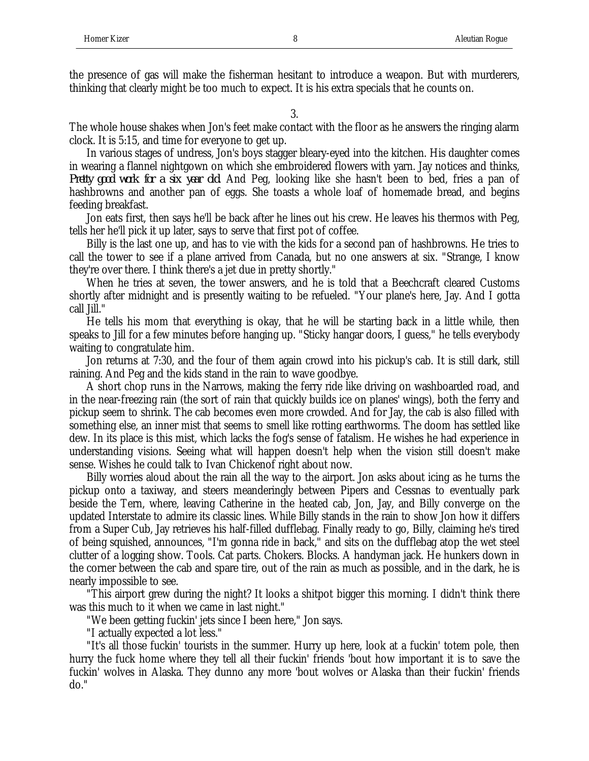the presence of gas will make the fisherman hesitant to introduce a weapon. But with murderers, thinking that clearly might be too much to expect. It is his extra specials that he counts on.

3.

The whole house shakes when Jon's feet make contact with the floor as he answers the ringing alarm clock. It is 5:15, and time for everyone to get up.

In various stages of undress, Jon's boys stagger bleary-eyed into the kitchen. His daughter comes in wearing a flannel nightgown on which she embroidered flowers with yarn. Jay notices and thinks, *Pretty good work for a six year old.* And Peg, looking like she hasn't been to bed, fries a pan of hashbrowns and another pan of eggs. She toasts a whole loaf of homemade bread, and begins feeding breakfast.

Jon eats first, then says he'll be back after he lines out his crew. He leaves his thermos with Peg, tells her he'll pick it up later, says to serve that first pot of coffee.

Billy is the last one up, and has to vie with the kids for a second pan of hashbrowns. He tries to call the tower to see if a plane arrived from Canada, but no one answers at six. "Strange, I know they're over there. I think there's a jet due in pretty shortly."

When he tries at seven, the tower answers, and he is told that a Beechcraft cleared Customs shortly after midnight and is presently waiting to be refueled. "Your plane's here, Jay. And I gotta call Jill."

He tells his mom that everything is okay, that he will be starting back in a little while, then speaks to Jill for a few minutes before hanging up. "Sticky hangar doors, I guess," he tells everybody waiting to congratulate him.

Jon returns at 7:30, and the four of them again crowd into his pickup's cab. It is still dark, still raining. And Peg and the kids stand in the rain to wave goodbye.

A short chop runs in the Narrows, making the ferry ride like driving on washboarded road, and in the near-freezing rain (the sort of rain that quickly builds ice on planes' wings), both the ferry and pickup seem to shrink. The cab becomes even more crowded. And for Jay, the cab is also filled with something else, an inner mist that seems to smell like rotting earthworms. The doom has settled like dew. In its place is this mist, which lacks the fog's sense of fatalism. He wishes he had experience in understanding visions. Seeing what will happen doesn't help when the vision still doesn't make sense. Wishes he could talk to Ivan Chickenof right about now.

Billy worries aloud about the rain all the way to the airport. Jon asks about icing as he turns the pickup onto a taxiway, and steers meanderingly between Pipers and Cessnas to eventually park beside the Tern, where, leaving Catherine in the heated cab, Jon, Jay, and Billy converge on the updated Interstate to admire its classic lines. While Billy stands in the rain to show Jon how it differs from a Super Cub, Jay retrieves his half-filled dufflebag. Finally ready to go, Billy, claiming he's tired of being squished, announces, "I'm gonna ride in back," and sits on the dufflebag atop the wet steel clutter of a logging show. Tools. Cat parts. Chokers. Blocks. A handyman jack. He hunkers down in the corner between the cab and spare tire, out of the rain as much as possible, and in the dark, he is nearly impossible to see.

"This airport grew during the night? It looks a shitpot bigger this morning. I didn't think there was this much to it when we came in last night."

"We been getting fuckin' jets since I been here," Jon says.

"I actually expected a lot less."

"It's all those fuckin' tourists in the summer. Hurry up here, look at a fuckin' totem pole, then hurry the fuck home where they tell all their fuckin' friends 'bout how important it is to save the fuckin' wolves in Alaska. They dunno any more 'bout wolves or Alaska than their fuckin' friends do."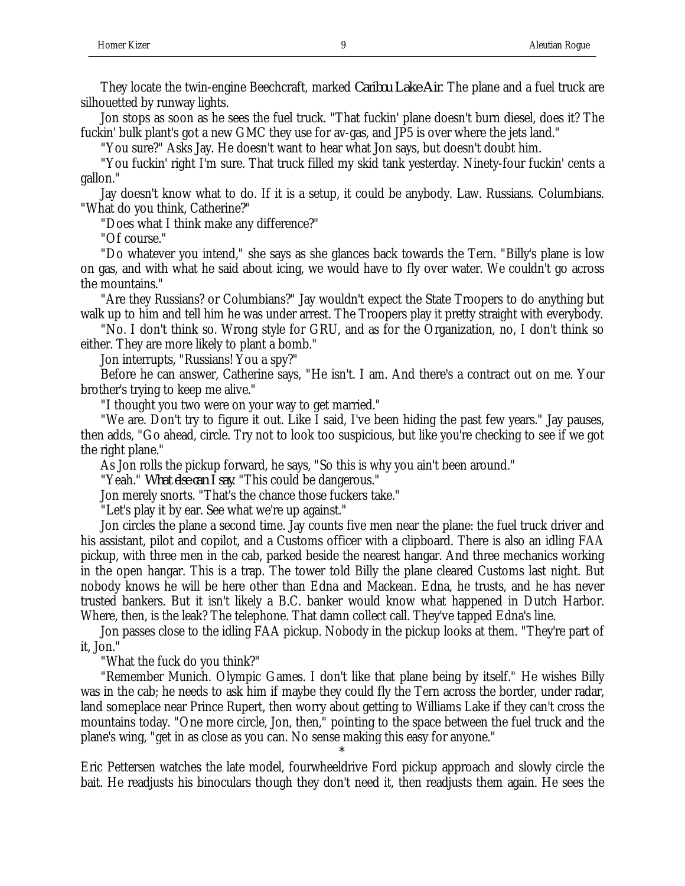They locate the twin-engine Beechcraft, marked *Caribou Lake Air*. The plane and a fuel truck are silhouetted by runway lights.

Jon stops as soon as he sees the fuel truck. "That fuckin' plane doesn't burn diesel, does it? The fuckin' bulk plant's got a new GMC they use for av-gas, and JP5 is over where the jets land."

"You sure?" Asks Jay. He doesn't want to hear what Jon says, but doesn't doubt him.

"You fuckin' right I'm sure. That truck filled my skid tank yesterday. Ninety-four fuckin' cents a gallon."

Jay doesn't know what to do. If it is a setup, it could be anybody. Law. Russians. Columbians. "What do you think, Catherine?"

"Does what I think make any difference?"

"Of course."

"Do whatever you intend," she says as she glances back towards the Tern. "Billy's plane is low on gas, and with what he said about icing, we would have to fly over water. We couldn't go across the mountains."

"Are they Russians? or Columbians?" Jay wouldn't expect the State Troopers to do anything but walk up to him and tell him he was under arrest. The Troopers play it pretty straight with everybody.

"No. I don't think so. Wrong style for GRU, and as for the Organization, no, I don't think so either. They are more likely to plant a bomb."

Jon interrupts, "Russians! You a spy?"

Before he can answer, Catherine says, "He isn't. I am. And there's a contract out on me. Your brother's trying to keep me alive."

"I thought you two were on your way to get married."

"We are. Don't try to figure it out. Like I said, I've been hiding the past few years." Jay pauses, then adds, "Go ahead, circle. Try not to look too suspicious, but like you're checking to see if we got the right plane."

As Jon rolls the pickup forward, he says, "So this is why you ain't been around."

"Yeah." *What else can I say.* "This could be dangerous."

Jon merely snorts. "That's the chance those fuckers take."

"Let's play it by ear. See what we're up against."

Jon circles the plane a second time. Jay counts five men near the plane: the fuel truck driver and his assistant, pilot and copilot, and a Customs officer with a clipboard. There is also an idling FAA pickup, with three men in the cab, parked beside the nearest hangar. And three mechanics working in the open hangar. This is a trap. The tower told Billy the plane cleared Customs last night. But nobody knows he will be here other than Edna and Mackean. Edna, he trusts, and he has never trusted bankers. But it isn't likely a B.C. banker would know what happened in Dutch Harbor. Where, then, is the leak? The telephone. That damn collect call. They've tapped Edna's line.

Jon passes close to the idling FAA pickup. Nobody in the pickup looks at them. "They're part of it, Jon."

"What the fuck do you think?"

"Remember Munich. Olympic Games. I don't like that plane being by itself." He wishes Billy was in the cab; he needs to ask him if maybe they could fly the Tern across the border, under radar, land someplace near Prince Rupert, then worry about getting to Williams Lake if they can't cross the mountains today. "One more circle, Jon, then," pointing to the space between the fuel truck and the plane's wing, "get in as close as you can. No sense making this easy for anyone."

*

Eric Pettersen watches the late model, fourwheeldrive Ford pickup approach and slowly circle the bait. He readjusts his binoculars though they don't need it, then readjusts them again. He sees the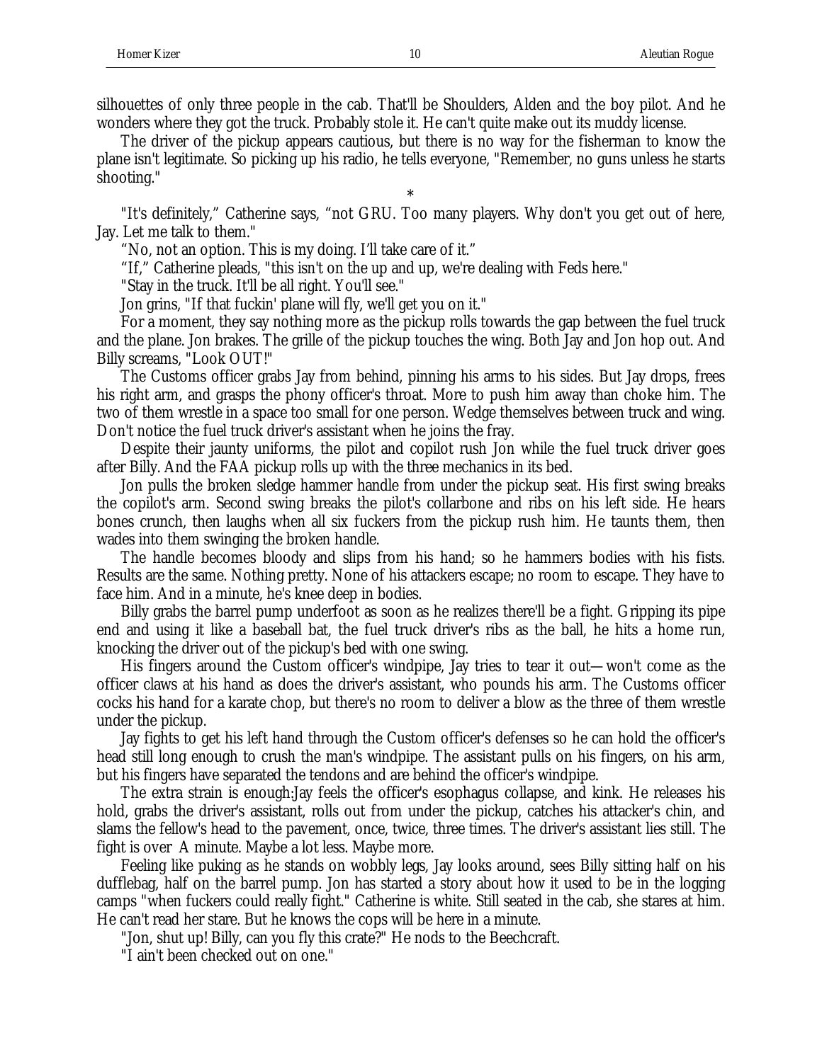silhouettes of only three people in the cab. That'll be Shoulders, Alden and the boy pilot. And he wonders where they got the truck. Probably stole it. He can't quite make out its muddy license.

The driver of the pickup appears cautious, but there is no way for the fisherman to know the plane isn't legitimate. So picking up his radio, he tells everyone, "Remember, no guns unless he starts shooting."

*

"It's definitely," Catherine says, "not GRU. Too many players. Why don't you get out of here, Jay. Let me talk to them."

"No, not an option. This is my doing. I'll take care of it."

"If," Catherine pleads, "this isn't on the up and up, we're dealing with Feds here."

"Stay in the truck. It'll be all right. You'll see."

Jon grins, "If that fuckin' plane will fly, we'll get you on it."

For a moment, they say nothing more as the pickup rolls towards the gap between the fuel truck and the plane. Jon brakes. The grille of the pickup touches the wing. Both Jay and Jon hop out. And Billy screams, "Look OUT!"

The Customs officer grabs Jay from behind, pinning his arms to his sides. But Jay drops, frees his right arm, and grasps the phony officer's throat. More to push him away than choke him. The two of them wrestle in a space too small for one person. Wedge themselves between truck and wing. Don't notice the fuel truck driver's assistant when he joins the fray.

Despite their jaunty uniforms, the pilot and copilot rush Jon while the fuel truck driver goes after Billy. And the FAA pickup rolls up with the three mechanics in its bed.

Jon pulls the broken sledge hammer handle from under the pickup seat. His first swing breaks the copilot's arm. Second swing breaks the pilot's collarbone and ribs on his left side. He hears bones crunch, then laughs when all six fuckers from the pickup rush him. He taunts them, then wades into them swinging the broken handle.

The handle becomes bloody and slips from his hand; so he hammers bodies with his fists. Results are the same. Nothing pretty. None of his attackers escape; no room to escape. They have to face him. And in a minute, he's knee deep in bodies.

Billy grabs the barrel pump underfoot as soon as he realizes there'll be a fight. Gripping its pipe end and using it like a baseball bat, the fuel truck driver's ribs as the ball, he hits a home run, knocking the driver out of the pickup's bed with one swing.

His fingers around the Custom officer's windpipe, Jay tries to tear it out—won't come as the officer claws at his hand as does the driver's assistant, who pounds his arm. The Customs officer cocks his hand for a karate chop, but there's no room to deliver a blow as the three of them wrestle under the pickup.

Jay fights to get his left hand through the Custom officer's defenses so he can hold the officer's head still long enough to crush the man's windpipe. The assistant pulls on his fingers, on his arm, but his fingers have separated the tendons and are behind the officer's windpipe.

The extra strain is enough:Jay feels the officer's esophagus collapse, and kink. He releases his hold, grabs the driver's assistant, rolls out from under the pickup, catches his attacker's chin, and slams the fellow's head to the pavement, once, twice, three times. The driver's assistant lies still. The fight is over A minute. Maybe a lot less. Maybe more.

Feeling like puking as he stands on wobbly legs, Jay looks around, sees Billy sitting half on his dufflebag, half on the barrel pump. Jon has started a story about how it used to be in the logging camps "when fuckers could really fight." Catherine is white. Still seated in the cab, she stares at him. He can't read her stare. But he knows the cops will be here in a minute.

"Jon, shut up! Billy, can you fly this crate?" He nods to the Beechcraft.

"I ain't been checked out on one."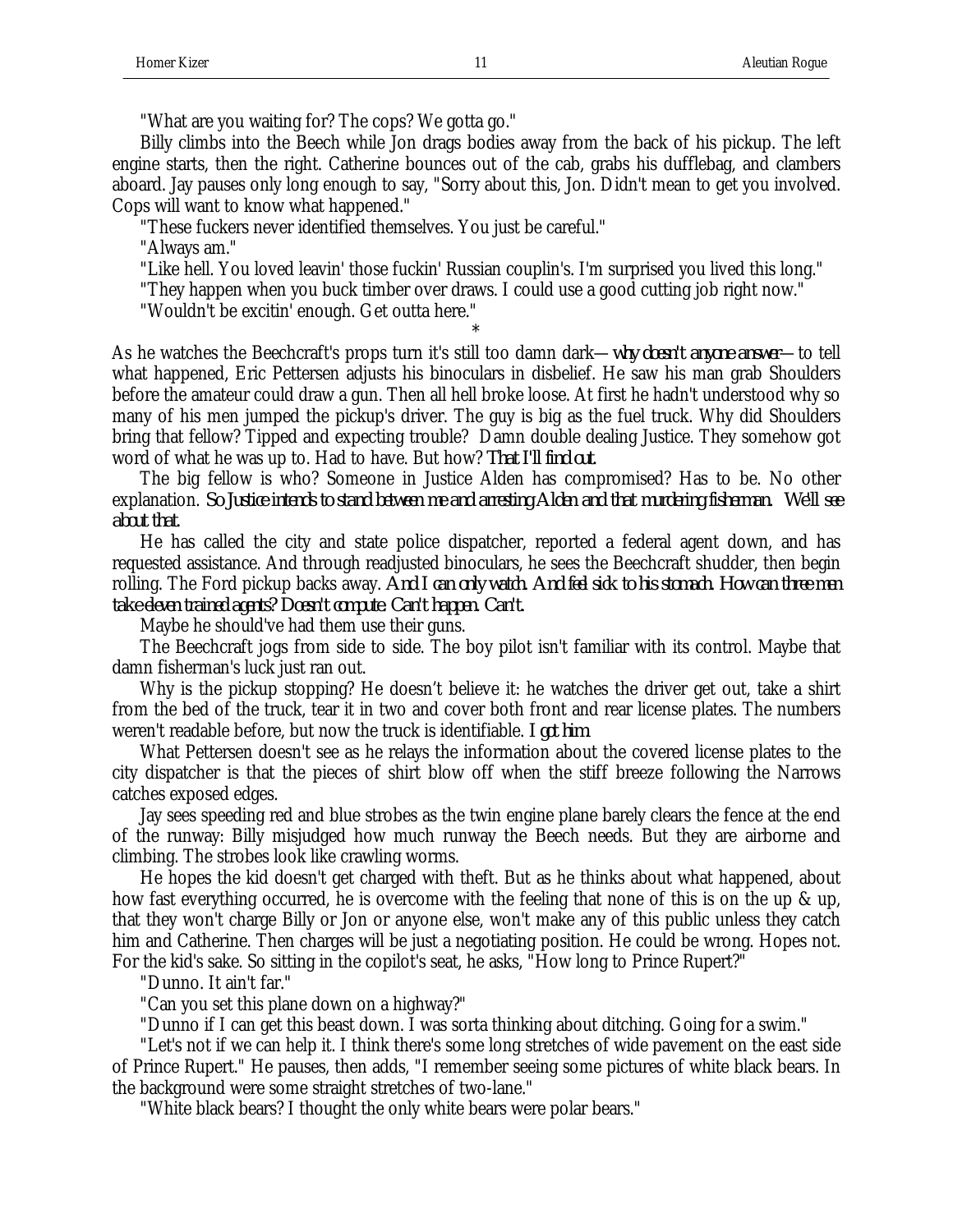"What are you waiting for? The cops? We gotta go."

Billy climbs into the Beech while Jon drags bodies away from the back of his pickup. The left engine starts, then the right. Catherine bounces out of the cab, grabs his dufflebag, and clambers aboard. Jay pauses only long enough to say, "Sorry about this, Jon. Didn't mean to get you involved. Cops will want to know what happened."

"These fuckers never identified themselves. You just be careful."

"Always am."

"Like hell. You loved leavin' those fuckin' Russian couplin's. I'm surprised you lived this long."

"They happen when you buck timber over draws. I could use a good cutting job right now."

"Wouldn't be excitin' enough. Get outta here."

*

As he watches the Beechcraft's props turn it's still too damn dark—*why doesn't anyone answer*—to tell what happened, Eric Pettersen adjusts his binoculars in disbelief. He saw his man grab Shoulders before the amateur could draw a gun. Then all hell broke loose. At first he hadn't understood why so many of his men jumped the pickup's driver. The guy is big as the fuel truck. Why did Shoulders bring that fellow? Tipped and expecting trouble? Damn double dealing Justice. They somehow got word of what he was up to. Had to have. But how? *That I'll find out.*

The big fellow is who? Someone in Justice Alden has compromised? Has to be. No other explanation. *So Justice intends to stand between me and arresting Alden and that murdering fisherman. We'll see about that.*

He has called the city and state police dispatcher, reported a federal agent down, and has requested assistance. And through readjusted binoculars, he sees the Beechcraft shudder, then begin rolling. The Ford pickup backs away. *And I can only watch. And feel sick to his stomach. How can three men take eleven trained agents? Doesn't compute. Can't happen. Can't.*

Maybe he should've had them use their guns.

The Beechcraft jogs from side to side. The boy pilot isn't familiar with its control. Maybe that damn fisherman's luck just ran out.

Why is the pickup stopping? He doesn't believe it: he watches the driver get out, take a shirt from the bed of the truck, tear it in two and cover both front and rear license plates. The numbers weren't readable before, but now the truck is identifiable. *I got him.*

What Pettersen doesn't see as he relays the information about the covered license plates to the city dispatcher is that the pieces of shirt blow off when the stiff breeze following the Narrows catches exposed edges.

Jay sees speeding red and blue strobes as the twin engine plane barely clears the fence at the end of the runway: Billy misjudged how much runway the Beech needs. But they are airborne and climbing. The strobes look like crawling worms.

He hopes the kid doesn't get charged with theft. But as he thinks about what happened, about how fast everything occurred, he is overcome with the feeling that none of this is on the up & up, that they won't charge Billy or Jon or anyone else, won't make any of this public unless they catch him and Catherine. Then charges will be just a negotiating position. He could be wrong. Hopes not. For the kid's sake. So sitting in the copilot's seat, he asks, "How long to Prince Rupert?"

"Dunno. It ain't far."

"Can you set this plane down on a highway?"

"Dunno if I can get this beast down. I was sorta thinking about ditching. Going for a swim."

"Let's not if we can help it. I think there's some long stretches of wide pavement on the east side of Prince Rupert." He pauses, then adds, "I remember seeing some pictures of white black bears. In the background were some straight stretches of two-lane."

"White black bears? I thought the only white bears were polar bears."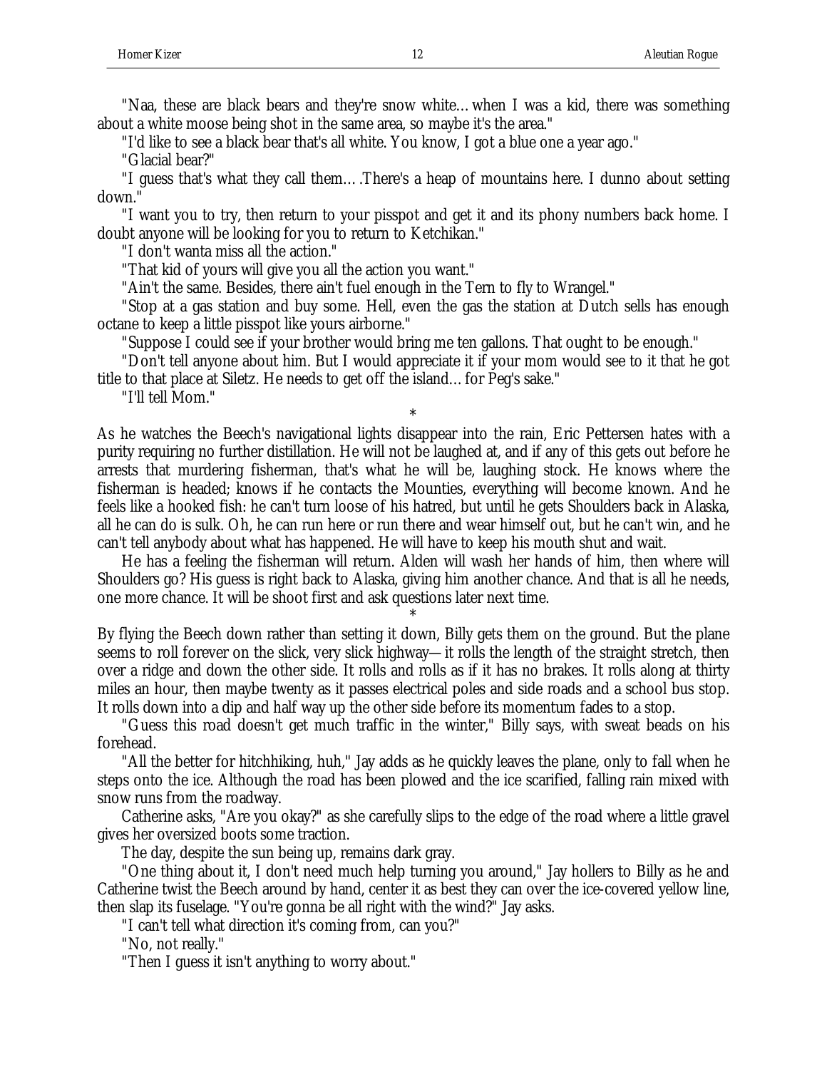"Naa, these are black bears and they're snow white… when I was a kid, there was something about a white moose being shot in the same area, so maybe it's the area."

"I'd like to see a black bear that's all white. You know, I got a blue one a year ago."

"Glacial bear?"

"I guess that's what they call them….There's a heap of mountains here. I dunno about setting down."

"I want you to try, then return to your pisspot and get it and its phony numbers back home. I doubt anyone will be looking for you to return to Ketchikan."

"I don't wanta miss all the action."

"That kid of yours will give you all the action you want."

"Ain't the same. Besides, there ain't fuel enough in the Tern to fly to Wrangel."

"Stop at a gas station and buy some. Hell, even the gas the station at Dutch sells has enough octane to keep a little pisspot like yours airborne."

"Suppose I could see if your brother would bring me ten gallons. That ought to be enough."

"Don't tell anyone about him. But I would appreciate it if your mom would see to it that he got title to that place at Siletz. He needs to get off the island… for Peg's sake."

"I'll tell Mom."

*

As he watches the Beech's navigational lights disappear into the rain, Eric Pettersen hates with a purity requiring no further distillation. He will not be laughed at, and if any of this gets out before he arrests that murdering fisherman, that's what he will be, laughing stock. He knows where the fisherman is headed; knows if he contacts the Mounties, everything will become known. And he feels like a hooked fish: he can't turn loose of his hatred, but until he gets Shoulders back in Alaska, all he can do is sulk. Oh, he can run here or run there and wear himself out, but he can't win, and he can't tell anybody about what has happened. He will have to keep his mouth shut and wait.

He has a feeling the fisherman will return. Alden will wash her hands of him, then where will Shoulders go? His guess is right back to Alaska, giving him another chance. And that is all he needs, one more chance. It will be shoot first and ask questions later next time.

*

By flying the Beech down rather than setting it down, Billy gets them on the ground. But the plane seems to roll forever on the slick, very slick highway—it rolls the length of the straight stretch, then over a ridge and down the other side. It rolls and rolls as if it has no brakes. It rolls along at thirty miles an hour, then maybe twenty as it passes electrical poles and side roads and a school bus stop. It rolls down into a dip and half way up the other side before its momentum fades to a stop.

"Guess this road doesn't get much traffic in the winter," Billy says, with sweat beads on his forehead.

"All the better for hitchhiking, huh," Jay adds as he quickly leaves the plane, only to fall when he steps onto the ice. Although the road has been plowed and the ice scarified, falling rain mixed with snow runs from the roadway.

Catherine asks, "Are you okay?" as she carefully slips to the edge of the road where a little gravel gives her oversized boots some traction.

The day, despite the sun being up, remains dark gray.

"One thing about it, I don't need much help turning you around," Jay hollers to Billy as he and Catherine twist the Beech around by hand, center it as best they can over the ice-covered yellow line, then slap its fuselage. "You're gonna be all right with the wind?" Jay asks.

"I can't tell what direction it's coming from, can you?"

"No, not really."

"Then I guess it isn't anything to worry about."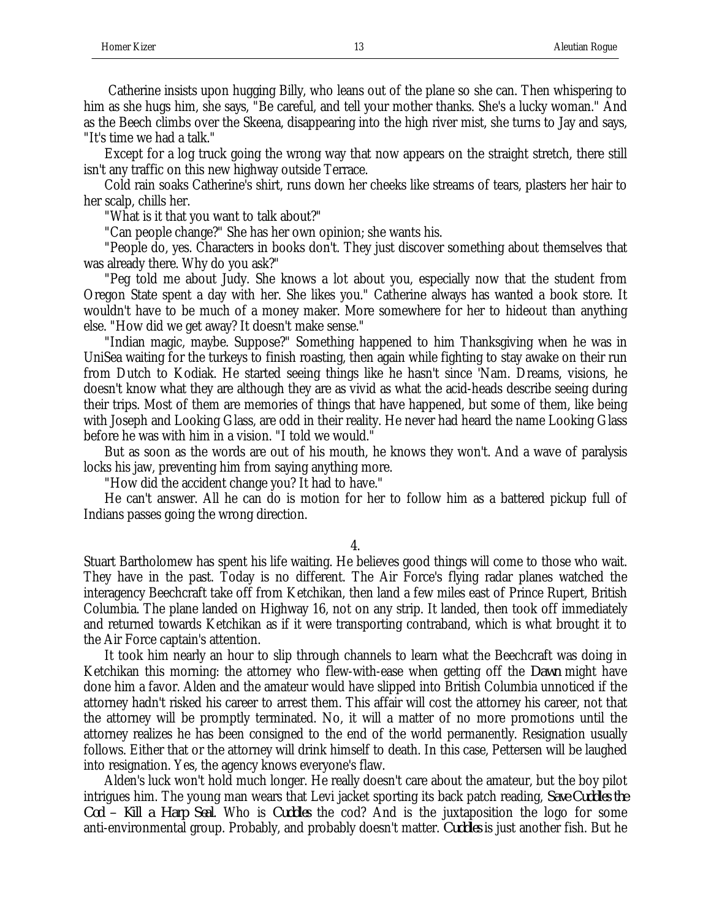Catherine insists upon hugging Billy, who leans out of the plane so she can. Then whispering to him as she hugs him, she says, "Be careful, and tell your mother thanks. She's a lucky woman." And as the Beech climbs over the Skeena, disappearing into the high river mist, she turns to Jay and says, "It's time we had a talk."

Except for a log truck going the wrong way that now appears on the straight stretch, there still isn't any traffic on this new highway outside Terrace.

Cold rain soaks Catherine's shirt, runs down her cheeks like streams of tears, plasters her hair to her scalp, chills her.

"What is it that you want to talk about?"

"Can people change?" She has her own opinion; she wants his.

"People do, yes. Characters in books don't. They just discover something about themselves that was already there. Why do you ask?"

"Peg told me about Judy. She knows a lot about you, especially now that the student from Oregon State spent a day with her. She likes you." Catherine always has wanted a book store. It wouldn't have to be much of a money maker. More somewhere for her to hideout than anything else. "How did we get away? It doesn't make sense."

"Indian magic, maybe. Suppose?" Something happened to him Thanksgiving when he was in UniSea waiting for the turkeys to finish roasting, then again while fighting to stay awake on their run from Dutch to Kodiak. He started seeing things like he hasn't since 'Nam. Dreams, visions, he doesn't know what they are although they are as vivid as what the acid-heads describe seeing during their trips. Most of them are memories of things that have happened, but some of them, like being with Joseph and Looking Glass, are odd in their reality. He never had heard the name Looking Glass before he was with him in a vision. "I told we would."

But as soon as the words are out of his mouth, he knows they won't. And a wave of paralysis locks his jaw, preventing him from saying anything more.

"How did the accident change you? It had to have."

He can't answer. All he can do is motion for her to follow him as a battered pickup full of Indians passes going the wrong direction.

4.

Stuart Bartholomew has spent his life waiting. He believes good things will come to those who wait. They have in the past. Today is no different. The Air Force's flying radar planes watched the interagency Beechcraft take off from Ketchikan, then land a few miles east of Prince Rupert, British Columbia. The plane landed on Highway 16, not on any strip. It landed, then took off immediately and returned towards Ketchikan as if it were transporting contraband, which is what brought it to the Air Force captain's attention.

It took him nearly an hour to slip through channels to learn what the Beechcraft was doing in Ketchikan this morning: the attorney who flew-with-ease when getting off the *Dawn* might have done him a favor. Alden and the amateur would have slipped into British Columbia unnoticed if the attorney hadn't risked his career to arrest them. This affair will cost the attorney his career, not that the attorney will be promptly terminated. No, it will a matter of no more promotions until the attorney realizes he has been consigned to the end of the world permanently. Resignation usually follows. Either that or the attorney will drink himself to death. In this case, Pettersen will be laughed into resignation. Yes, the agency knows everyone's flaw.

Alden's luck won't hold much longer. He really doesn't care about the amateur, but the boy pilot intrigues him. The young man wears that Levi jacket sporting its back patch reading, *Save Cuddles the Cod – Kill a Harp Seal*. Who is *Cuddles* the cod? And is the juxtaposition the logo for some anti-environmental group. Probably, and probably doesn't matter. *Cuddles* is just another fish. But he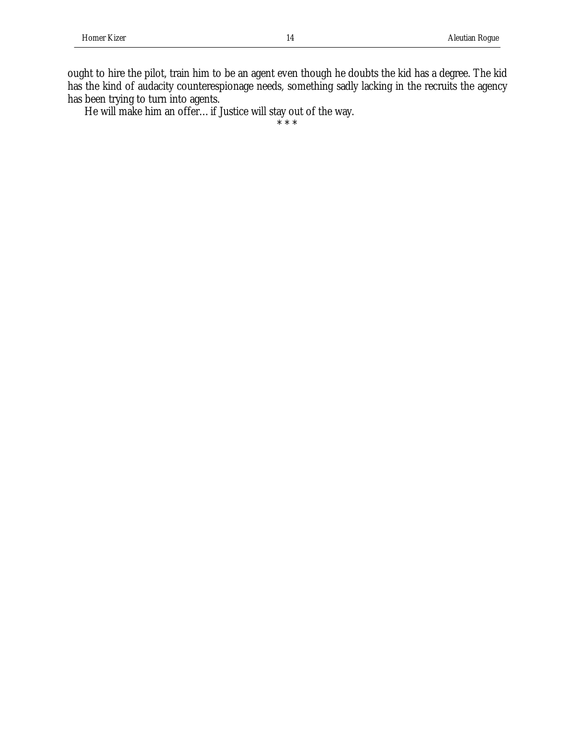ought to hire the pilot, train him to be an agent even though he doubts the kid has a degree. The kid has the kind of audacity counterespionage needs, something sadly lacking in the recruits the agency has been trying to turn into agents.

He will make him an offer… if Justice will stay out of the way.

* * *